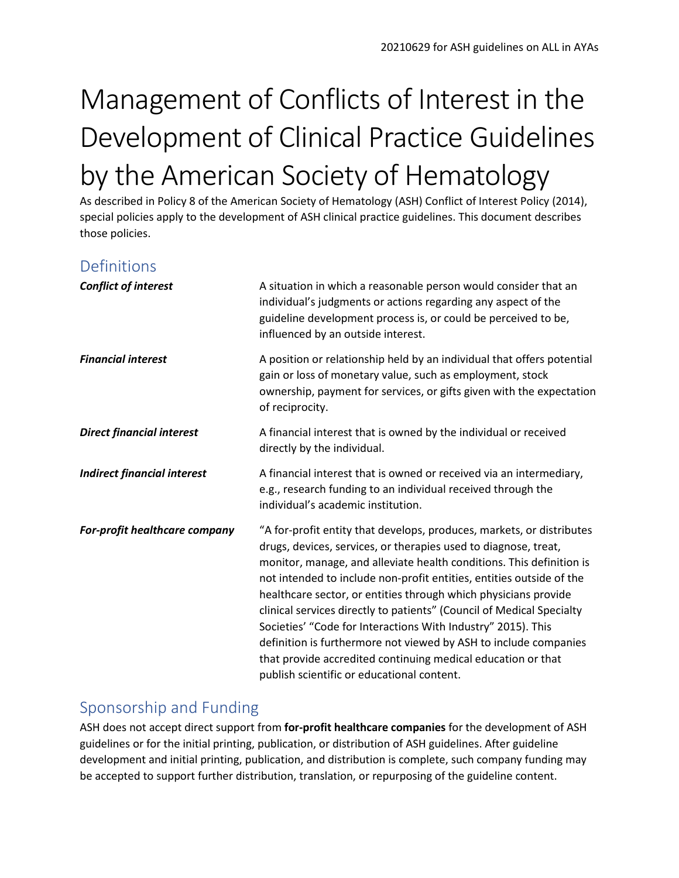# Management of Conflicts of Interest in the Development of Clinical Practice Guidelines by the American Society of Hematology

As described in Policy 8 of the American Society of Hematology (ASH) Conflict of Interest Policy (2014), special policies apply to the development of ASH clinical practice guidelines. This document describes those policies.

## Definitions

| | |
|---|---|
| ***Conflict of interest*** | A situation in which a reasonable person would consider that an individual's judgments or actions regarding any aspect of the guideline development process is, or could be perceived to be, influenced by an outside interest. |
| ***Financial interest*** | A position or relationship held by an individual that offers potential gain or loss of monetary value, such as employment, stock ownership, payment for services, or gifts given with the expectation of reciprocity. |
| ***Direct financial interest*** | A financial interest that is owned by the individual or received directly by the individual. |
| ***Indirect financial interest*** | A financial interest that is owned or received via an intermediary, e.g., research funding to an individual received through the individual's academic institution. |
| ***For-profit healthcare company*** | "A for-profit entity that develops, produces, markets, or distributes drugs, devices, services, or therapies used to diagnose, treat, monitor, manage, and alleviate health conditions. This definition is not intended to include non-profit entities, entities outside of the healthcare sector, or entities through which physicians provide clinical services directly to patients" (Council of Medical Specialty Societies' "Code for Interactions With Industry" 2015). This definition is furthermore not viewed by ASH to include companies that provide accredited continuing medical education or that publish scientific or educational content. |

## Sponsorship and Funding

ASH does not accept direct support from **for-profit healthcare companies** for the development of ASH guidelines or for the initial printing, publication, or distribution of ASH guidelines. After guideline development and initial printing, publication, and distribution is complete, such company funding may be accepted to support further distribution, translation, or repurposing of the guideline content.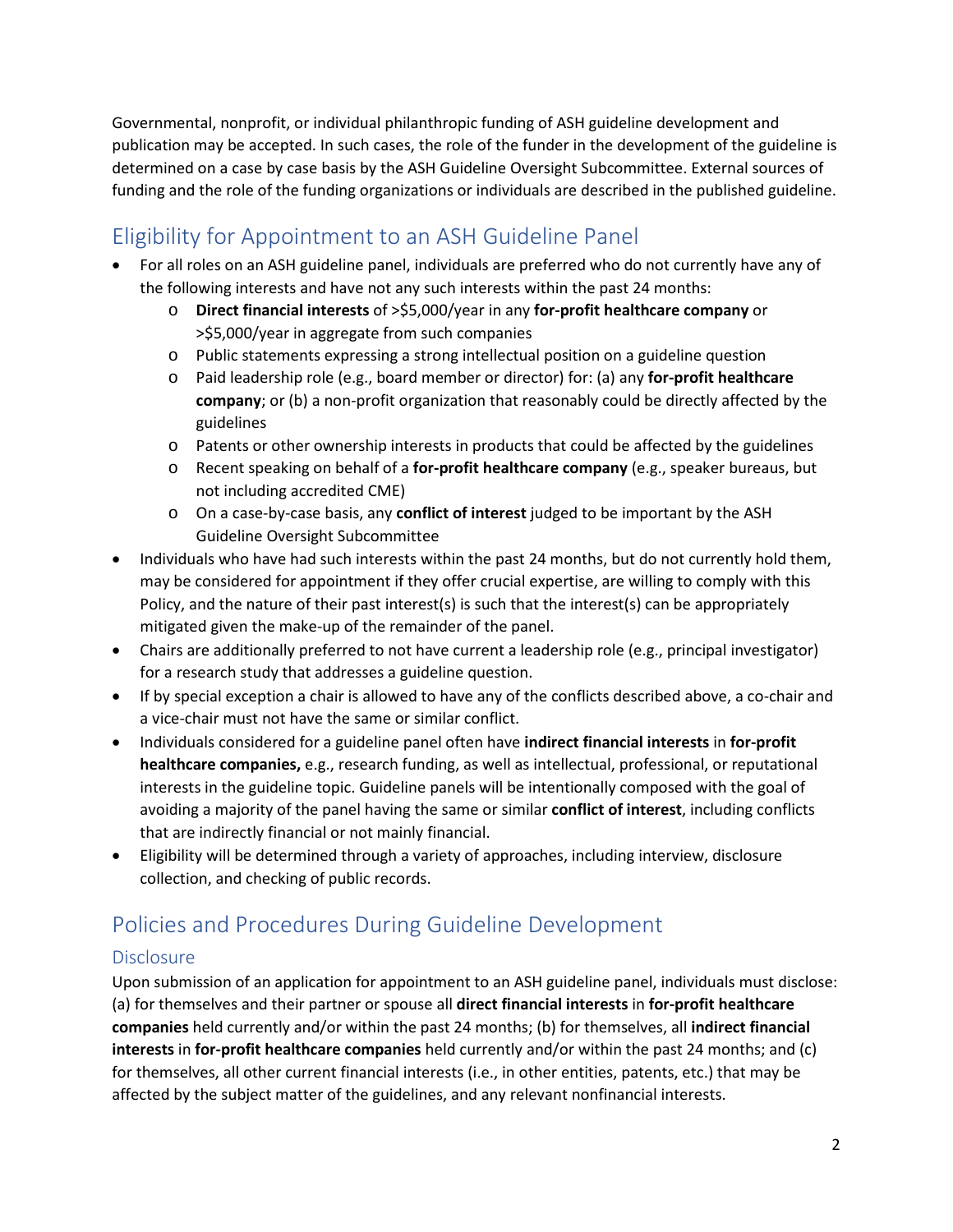Governmental, nonprofit, or individual philanthropic funding of ASH guideline development and publication may be accepted. In such cases, the role of the funder in the development of the guideline is determined on a case by case basis by the ASH Guideline Oversight Subcommittee. External sources of funding and the role of the funding organizations or individuals are described in the published guideline.

## Eligibility for Appointment to an ASH Guideline Panel

- For all roles on an ASH guideline panel, individuals are preferred who do not currently have any of the following interests and have not any such interests within the past 24 months:
  - **Direct financial interests** of >$5,000/year in any **for-profit healthcare company** or >$5,000/year in aggregate from such companies
  - Public statements expressing a strong intellectual position on a guideline question
  - Paid leadership role (e.g., board member or director) for: (a) any **for-profit healthcare company**; or (b) a non-profit organization that reasonably could be directly affected by the guidelines
  - Patents or other ownership interests in products that could be affected by the guidelines
  - Recent speaking on behalf of a **for-profit healthcare company** (e.g., speaker bureaus, but not including accredited CME)
  - On a case-by-case basis, any **conflict of interest** judged to be important by the ASH Guideline Oversight Subcommittee
- Individuals who have had such interests within the past 24 months, but do not currently hold them, may be considered for appointment if they offer crucial expertise, are willing to comply with this Policy, and the nature of their past interest(s) is such that the interest(s) can be appropriately mitigated given the make-up of the remainder of the panel.
- Chairs are additionally preferred to not have current a leadership role (e.g., principal investigator) for a research study that addresses a guideline question.
- If by special exception a chair is allowed to have any of the conflicts described above, a co-chair and a vice-chair must not have the same or similar conflict.
- Individuals considered for a guideline panel often have **indirect financial interests** in **for-profit healthcare companies,** e.g., research funding, as well as intellectual, professional, or reputational interests in the guideline topic. Guideline panels will be intentionally composed with the goal of avoiding a majority of the panel having the same or similar **conflict of interest**, including conflicts that are indirectly financial or not mainly financial.
- Eligibility will be determined through a variety of approaches, including interview, disclosure collection, and checking of public records.

## Policies and Procedures During Guideline Development

### Disclosure

Upon submission of an application for appointment to an ASH guideline panel, individuals must disclose: (a) for themselves and their partner or spouse all **direct financial interests** in **for-profit healthcare companies** held currently and/or within the past 24 months; (b) for themselves, all **indirect financial interests** in **for-profit healthcare companies** held currently and/or within the past 24 months; and (c) for themselves, all other current financial interests (i.e., in other entities, patents, etc.) that may be affected by the subject matter of the guidelines, and any relevant nonfinancial interests.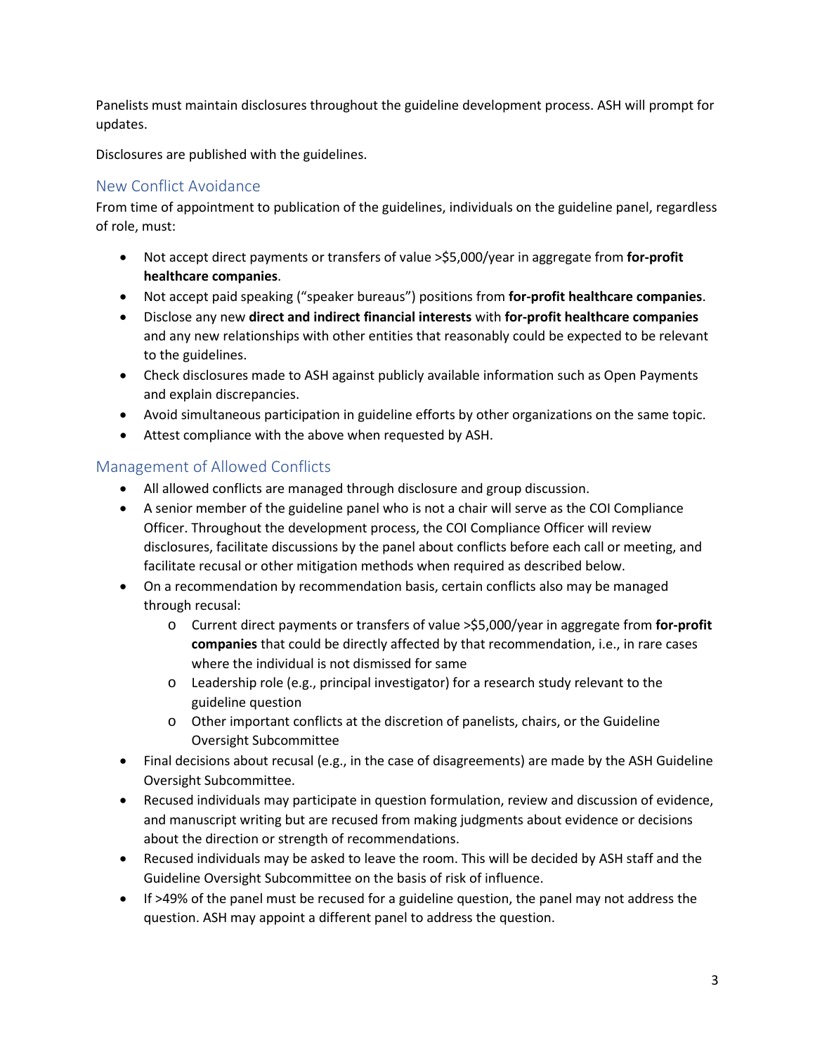Panelists must maintain disclosures throughout the guideline development process. ASH will prompt for updates.

Disclosures are published with the guidelines.

## New Conflict Avoidance

From time of appointment to publication of the guidelines, individuals on the guideline panel, regardless of role, must:

- Not accept direct payments or transfers of value >$5,000/year in aggregate from **for-profit healthcare companies**.
- Not accept paid speaking ("speaker bureaus") positions from **for-profit healthcare companies**.
- Disclose any new **direct and indirect financial interests** with **for-profit healthcare companies** and any new relationships with other entities that reasonably could be expected to be relevant to the guidelines.
- Check disclosures made to ASH against publicly available information such as Open Payments and explain discrepancies.
- Avoid simultaneous participation in guideline efforts by other organizations on the same topic.
- Attest compliance with the above when requested by ASH.

## Management of Allowed Conflicts

- All allowed conflicts are managed through disclosure and group discussion.
- A senior member of the guideline panel who is not a chair will serve as the COI Compliance Officer. Throughout the development process, the COI Compliance Officer will review disclosures, facilitate discussions by the panel about conflicts before each call or meeting, and facilitate recusal or other mitigation methods when required as described below.
- On a recommendation by recommendation basis, certain conflicts also may be managed through recusal:
    - Current direct payments or transfers of value >$5,000/year in aggregate from **for-profit companies** that could be directly affected by that recommendation, i.e., in rare cases where the individual is not dismissed for same
    - Leadership role (e.g., principal investigator) for a research study relevant to the guideline question
    - Other important conflicts at the discretion of panelists, chairs, or the Guideline Oversight Subcommittee
- Final decisions about recusal (e.g., in the case of disagreements) are made by the ASH Guideline Oversight Subcommittee.
- Recused individuals may participate in question formulation, review and discussion of evidence, and manuscript writing but are recused from making judgments about evidence or decisions about the direction or strength of recommendations.
- Recused individuals may be asked to leave the room. This will be decided by ASH staff and the Guideline Oversight Subcommittee on the basis of risk of influence.
- If >49% of the panel must be recused for a guideline question, the panel may not address the question. ASH may appoint a different panel to address the question.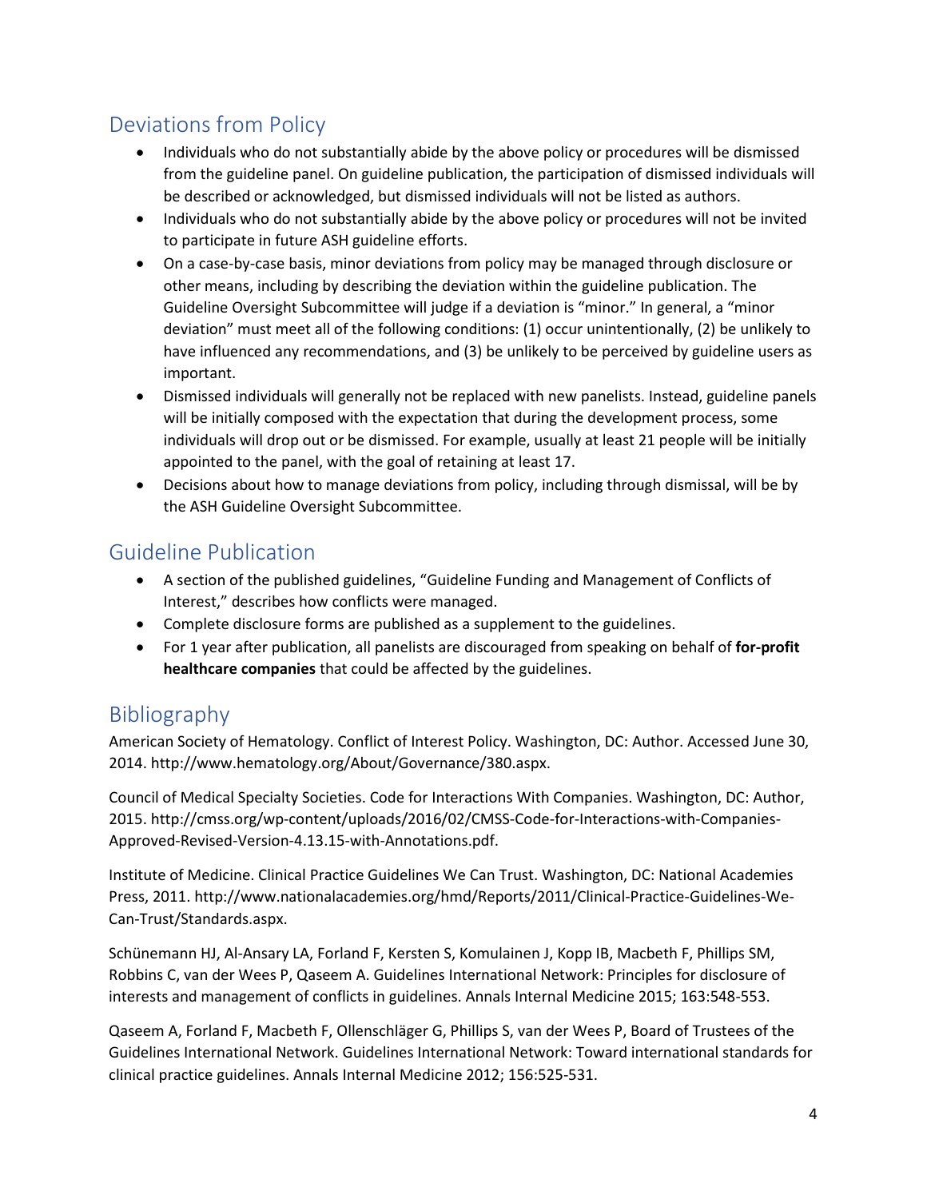## Deviations from Policy

- Individuals who do not substantially abide by the above policy or procedures will be dismissed from the guideline panel. On guideline publication, the participation of dismissed individuals will be described or acknowledged, but dismissed individuals will not be listed as authors.
- Individuals who do not substantially abide by the above policy or procedures will not be invited to participate in future ASH guideline efforts.
- On a case-by-case basis, minor deviations from policy may be managed through disclosure or other means, including by describing the deviation within the guideline publication. The Guideline Oversight Subcommittee will judge if a deviation is "minor." In general, a "minor deviation" must meet all of the following conditions: (1) occur unintentionally, (2) be unlikely to have influenced any recommendations, and (3) be unlikely to be perceived by guideline users as important.
- Dismissed individuals will generally not be replaced with new panelists. Instead, guideline panels will be initially composed with the expectation that during the development process, some individuals will drop out or be dismissed. For example, usually at least 21 people will be initially appointed to the panel, with the goal of retaining at least 17.
- Decisions about how to manage deviations from policy, including through dismissal, will be by the ASH Guideline Oversight Subcommittee.

## Guideline Publication

- A section of the published guidelines, "Guideline Funding and Management of Conflicts of Interest," describes how conflicts were managed.
- Complete disclosure forms are published as a supplement to the guidelines.
- For 1 year after publication, all panelists are discouraged from speaking on behalf of **for-profit healthcare companies** that could be affected by the guidelines.

## Bibliography

American Society of Hematology. Conflict of Interest Policy. Washington, DC: Author. Accessed June 30, 2014. http://www.hematology.org/About/Governance/380.aspx.

Council of Medical Specialty Societies. Code for Interactions With Companies. Washington, DC: Author, 2015. http://cmss.org/wp-content/uploads/2016/02/CMSS-Code-for-Interactions-with-Companies-Approved-Revised-Version-4.13.15-with-Annotations.pdf.

Institute of Medicine. Clinical Practice Guidelines We Can Trust. Washington, DC: National Academies Press, 2011. http://www.nationalacademies.org/hmd/Reports/2011/Clinical-Practice-Guidelines-We-Can-Trust/Standards.aspx.

Schünemann HJ, Al-Ansary LA, Forland F, Kersten S, Komulainen J, Kopp IB, Macbeth F, Phillips SM, Robbins C, van der Wees P, Qaseem A. Guidelines International Network: Principles for disclosure of interests and management of conflicts in guidelines. Annals Internal Medicine 2015; 163:548-553.

Qaseem A, Forland F, Macbeth F, Ollenschläger G, Phillips S, van der Wees P, Board of Trustees of the Guidelines International Network. Guidelines International Network: Toward international standards for clinical practice guidelines. Annals Internal Medicine 2012; 156:525-531.